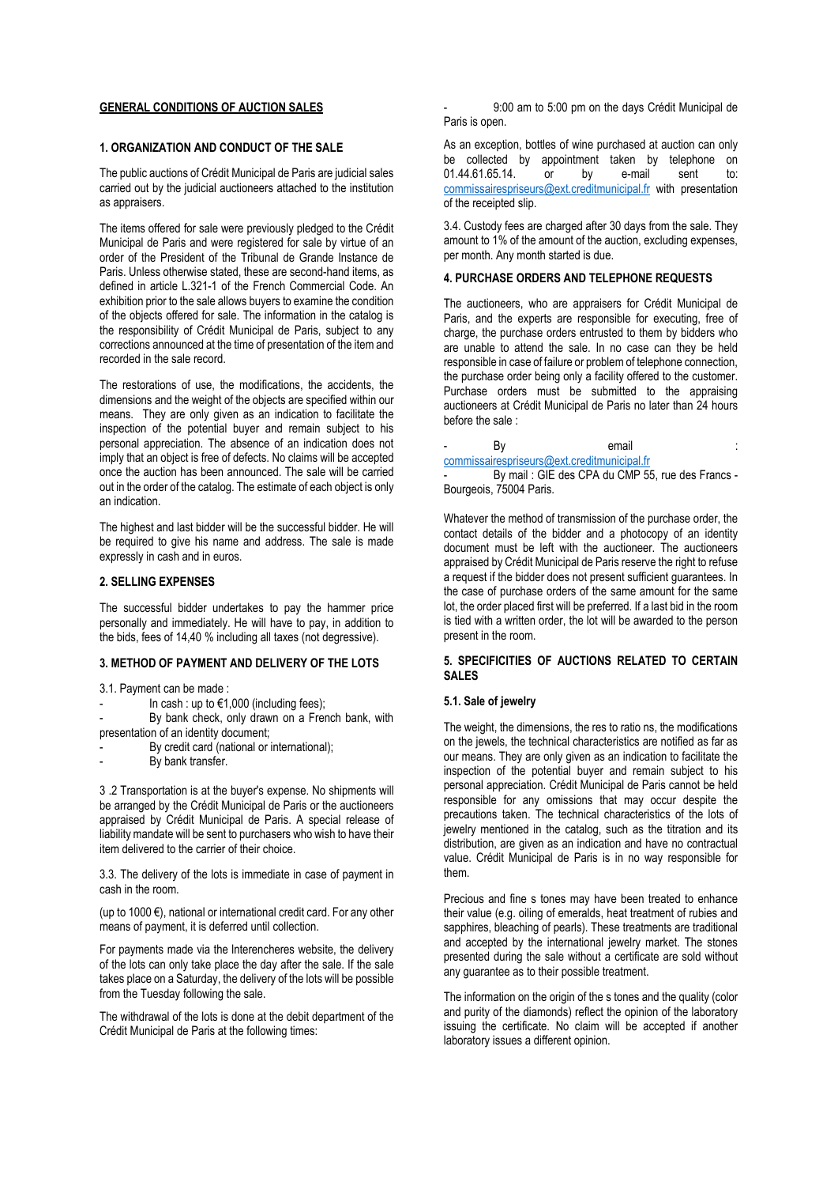## GENERAL CONDITIONS OF AUCTION SALES

### 1. ORGANIZATION AND CONDUCT OF THE SALE

The public auctions of Crédit Municipal de Paris are judicial sales carried out by the judicial auctioneers attached to the institution as appraisers.

The items offered for sale were previously pledged to the Crédit Municipal de Paris and were registered for sale by virtue of an order of the President of the Tribunal de Grande Instance de Paris. Unless otherwise stated, these are second-hand items, as defined in article L.321-1 of the French Commercial Code. An exhibition prior to the sale allows buyers to examine the condition of the objects offered for sale. The information in the catalog is the responsibility of Crédit Municipal de Paris, subject to any corrections announced at the time of presentation of the item and recorded in the sale record.

The restorations of use, the modifications, the accidents, the dimensions and the weight of the objects are specified within our means. They are only given as an indication to facilitate the inspection of the potential buyer and remain subject to his personal appreciation. The absence of an indication does not imply that an object is free of defects. No claims will be accepted once the auction has been announced. The sale will be carried out in the order of the catalog. The estimate of each object is only an indication.

The highest and last bidder will be the successful bidder. He will be required to give his name and address. The sale is made expressly in cash and in euros.

### 2. SELLING EXPENSES

The successful bidder undertakes to pay the hammer price personally and immediately. He will have to pay, in addition to the bids, fees of 14,40 % including all taxes (not degressive).

### 3. METHOD OF PAYMENT AND DELIVERY OF THE LOTS

3.1. Payment can be made :

- In cash : up to €1,000 (including fees);
- By bank check, only drawn on a French bank, with presentation of an identity document;
- By credit card (national or international);
- By bank transfer.

3 .2 Transportation is at the buyer's expense. No shipments will be arranged by the Crédit Municipal de Paris or the auctioneers appraised by Crédit Municipal de Paris. A special release of liability mandate will be sent to purchasers who wish to have their item delivered to the carrier of their choice.

3.3. The delivery of the lots is immediate in case of payment in cash in the room.

(up to 1000 €), national or international credit card. For any other means of payment, it is deferred until collection.

For payments made via the Interencheres website, the delivery of the lots can only take place the day after the sale. If the sale takes place on a Saturday, the delivery of the lots will be possible from the Tuesday following the sale.

The withdrawal of the lots is done at the debit department of the Crédit Municipal de Paris at the following times:

- 9:00 am to 5:00 pm on the days Crédit Municipal de Paris is open.

As an exception, bottles of wine purchased at auction can only be collected by appointment taken by telephone on 01.44.61.65.14. or by e-mail sent to: commissairespriseurs@ext.creditmunicipal.fr with presentation of the receipted slip.

3.4. Custody fees are charged after 30 days from the sale. They amount to 1% of the amount of the auction, excluding expenses, per month. Any month started is due.

### 4. PURCHASE ORDERS AND TELEPHONE REQUESTS

The auctioneers, who are appraisers for Crédit Municipal de Paris, and the experts are responsible for executing, free of charge, the purchase orders entrusted to them by bidders who are unable to attend the sale. In no case can they be held responsible in case of failure or problem of telephone connection, the purchase order being only a facility offered to the customer. Purchase orders must be submitted to the appraising auctioneers at Crédit Municipal de Paris no later than 24 hours before the sale :

- By email : commissairespriseurs@ext.creditmunicipal.fr
- By mail : GIE des CPA du CMP 55, rue des Francs - Bourgeois, 75004 Paris.

Whatever the method of transmission of the purchase order, the contact details of the bidder and a photocopy of an identity document must be left with the auctioneer. The auctioneers appraised by Crédit Municipal de Paris reserve the right to refuse a request if the bidder does not present sufficient guarantees. In the case of purchase orders of the same amount for the same lot, the order placed first will be preferred. If a last bid in the room is tied with a written order, the lot will be awarded to the person present in the room.

### 5. SPECIFICITIES OF AUCTIONS RELATED TO CERTAIN SALES

#### 5.1. Sale of jewelry

The weight, the dimensions, the res to ratio ns, the modifications on the jewels, the technical characteristics are notified as far as our means. They are only given as an indication to facilitate the inspection of the potential buyer and remain subject to his personal appreciation. Crédit Municipal de Paris cannot be held responsible for any omissions that may occur despite the precautions taken. The technical characteristics of the lots of jewelry mentioned in the catalog, such as the titration and its distribution, are given as an indication and have no contractual value. Crédit Municipal de Paris is in no way responsible for them.

Precious and fine s tones may have been treated to enhance their value (e.g. oiling of emeralds, heat treatment of rubies and sapphires, bleaching of pearls). These treatments are traditional and accepted by the international jewelry market. The stones presented during the sale without a certificate are sold without any guarantee as to their possible treatment.

The information on the origin of the s tones and the quality (color and purity of the diamonds) reflect the opinion of the laboratory issuing the certificate. No claim will be accepted if another laboratory issues a different opinion.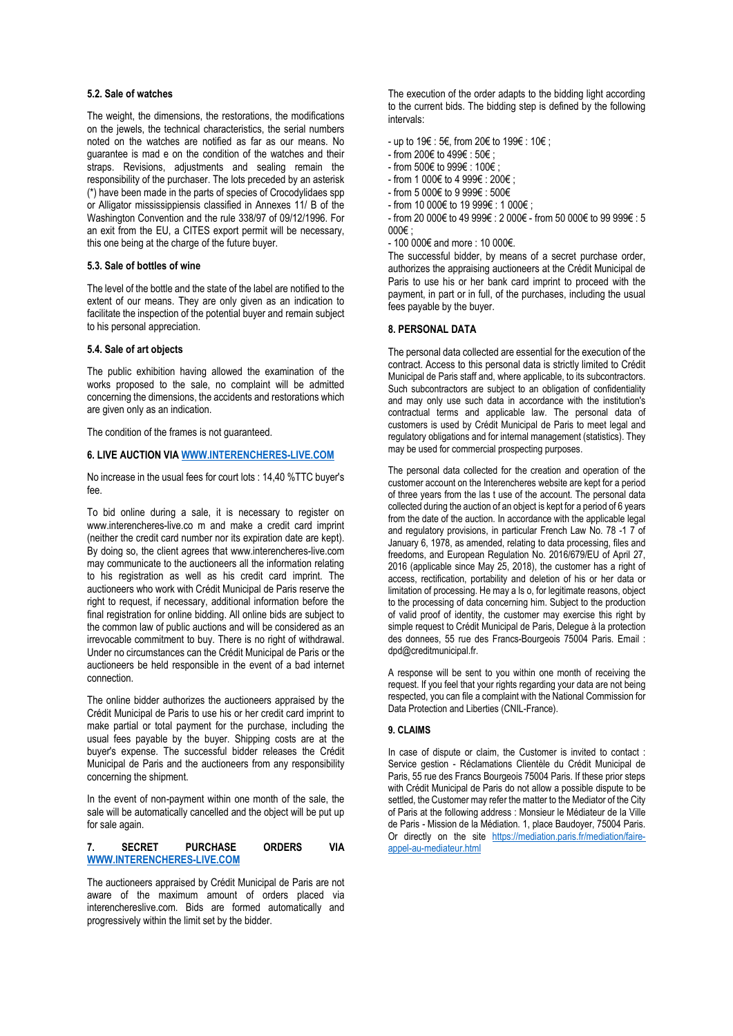### 5.2. Sale of watches

The weight, the dimensions, the restorations, the modifications on the jewels, the technical characteristics, the serial numbers noted on the watches are notified as far as our means. No guarantee is mad e on the condition of the watches and their straps. Revisions, adjustments and sealing remain the responsibility of the purchaser. The lots preceded by an asterisk (*) have been made in the parts of species of Crocodylidaes spp or Alligator mississippiensis classified in Annexes 11/ B of the Washington Convention and the rule 338/97 of 09/12/1996. For an exit from the EU, a CITES export permit will be necessary, this one being at the charge of the future buyer.

### 5.3. Sale of bottles of wine

The level of the bottle and the state of the label are notified to the extent of our means. They are only given as an indication to facilitate the inspection of the potential buyer and remain subject to his personal appreciation.

### 5.4. Sale of art objects

The public exhibition having allowed the examination of the works proposed to the sale, no complaint will be admitted concerning the dimensions, the accidents and restorations which are given only as an indication.

The condition of the frames is not guaranteed.

## 6. LIVE AUCTION VIA [WWW.INTERENCHERES-LIVE.COM](http://www.interencheres-live.com)

No increase in the usual fees for court lots : 14,40 %TTC buyer's fee.

To bid online during a sale, it is necessary to register on www.interencheres-live.co m and make a credit card imprint (neither the credit card number nor its expiration date are kept). By doing so, the client agrees that www.interencheres-live.com may communicate to the auctioneers all the information relating to his registration as well as his credit card imprint. The auctioneers who work with Crédit Municipal de Paris reserve the right to request, if necessary, additional information before the final registration for online bidding. All online bids are subject to the common law of public auctions and will be considered as an irrevocable commitment to buy. There is no right of withdrawal. Under no circumstances can the Crédit Municipal de Paris or the auctioneers be held responsible in the event of a bad internet connection.

The online bidder authorizes the auctioneers appraised by the Crédit Municipal de Paris to use his or her credit card imprint to make partial or total payment for the purchase, including the usual fees payable by the buyer. Shipping costs are at the buyer's expense. The successful bidder releases the Crédit Municipal de Paris and the auctioneers from any responsibility concerning the shipment.

In the event of non-payment within one month of the sale, the sale will be automatically cancelled and the object will be put up for sale again.

## 7. SECRET PURCHASE ORDERS VIA [WWW.INTERENCHERES-LIVE.COM](http://www.interencheres-live.com)

The auctioneers appraised by Crédit Municipal de Paris are not aware of the maximum amount of orders placed via interenchereslive.com. Bids are formed automatically and progressively within the limit set by the bidder.

The execution of the order adapts to the bidding light according to the current bids. The bidding step is defined by the following intervals:

- up to 19€ : 5€, from 20€ to 199€ : 10€ ;
- from 200€ to 499€ : 50€ ;
- from 500€ to 999€ : 100€ ;
- from 1 000€ to 4 999€ : 200€ ;
- from 5 000€ to 9 999€ : 500€
- from 10 000€ to 19 999€ : 1 000€ ;
- from 20 000€ to 49 999€ : 2 000€ - from 50 000€ to 99 999€ : 5 000€ ;
- 100 000€ and more : 10 000€.

The successful bidder, by means of a secret purchase order, authorizes the appraising auctioneers at the Crédit Municipal de Paris to use his or her bank card imprint to proceed with the payment, in part or in full, of the purchases, including the usual fees payable by the buyer.

## 8. PERSONAL DATA

The personal data collected are essential for the execution of the contract. Access to this personal data is strictly limited to Crédit Municipal de Paris staff and, where applicable, to its subcontractors. Such subcontractors are subject to an obligation of confidentiality and may only use such data in accordance with the institution's contractual terms and applicable law. The personal data of customers is used by Crédit Municipal de Paris to meet legal and regulatory obligations and for internal management (statistics). They may be used for commercial prospecting purposes.

The personal data collected for the creation and operation of the customer account on the Interencheres website are kept for a period of three years from the las t use of the account. The personal data collected during the auction of an object is kept for a period of 6 years from the date of the auction. In accordance with the applicable legal and regulatory provisions, in particular French Law No. 78 -1 7 of January 6, 1978, as amended, relating to data processing, files and freedoms, and European Regulation No. 2016/679/EU of April 27, 2016 (applicable since May 25, 2018), the customer has a right of access, rectification, portability and deletion of his or her data or limitation of processing. He may a ls o, for legitimate reasons, object to the processing of data concerning him. Subject to the production of valid proof of identity, the customer may exercise this right by simple request to Crédit Municipal de Paris, Delegue à la protection des donnees, 55 rue des Francs-Bourgeois 75004 Paris. Email : dpd@creditmunicipal.fr.

A response will be sent to you within one month of receiving the request. If you feel that your rights regarding your data are not being respected, you can file a complaint with the National Commission for Data Protection and Liberties (CNIL-France).

## 9. CLAIMS

In case of dispute or claim, the Customer is invited to contact : Service gestion - Réclamations Clientèle du Crédit Municipal de Paris, 55 rue des Francs Bourgeois 75004 Paris. If these prior steps with Crédit Municipal de Paris do not allow a possible dispute to be settled, the Customer may refer the matter to the Mediator of the City of Paris at the following address : Monsieur le Médiateur de la Ville de Paris - Mission de la Médiation. 1, place Baudoyer, 75004 Paris. Or directly on the site [https://mediation.paris.fr/mediation/faire-appel-au-mediateur.html](https://mediation.paris.fr/mediation/faire-appel-au-mediateur.html)